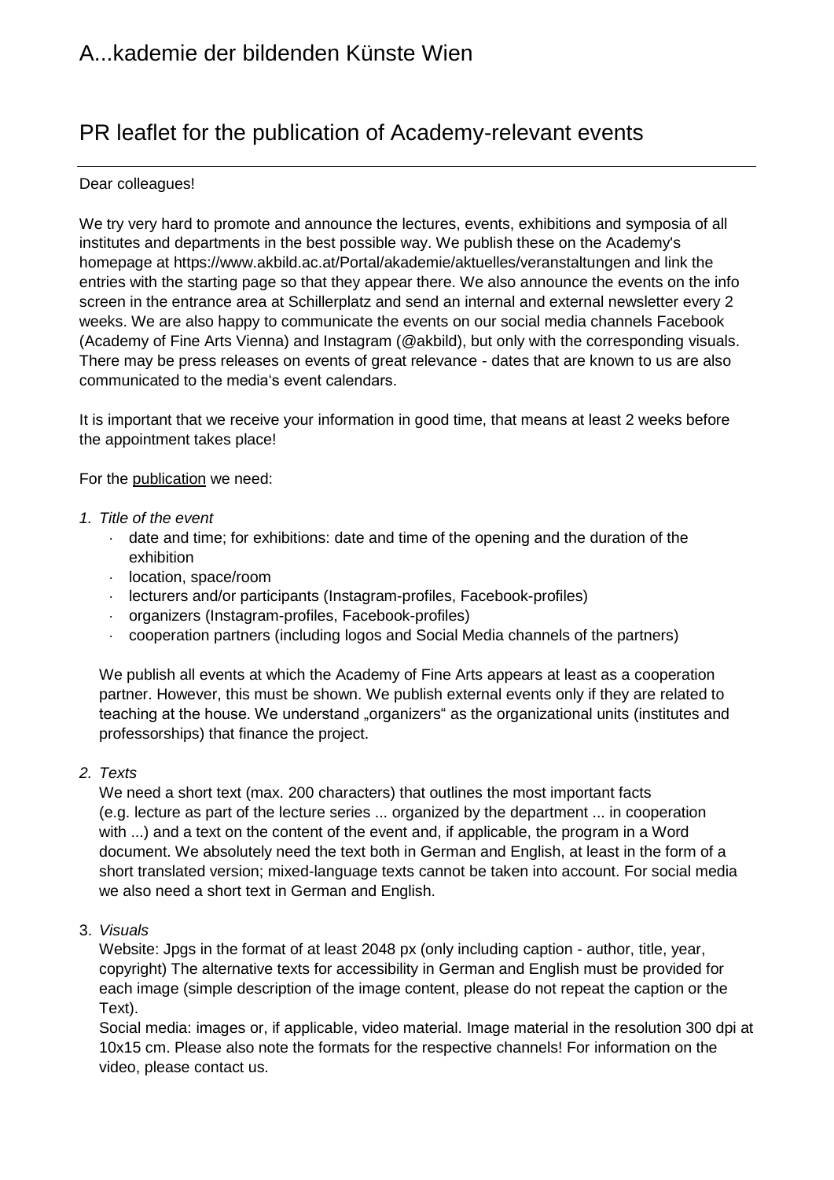# A...kademie der bildenden Künste Wien

## PR leaflet for the publication of Academy-relevant events

---

Dear colleagues!

We try very hard to promote and announce the lectures, events, exhibitions and symposia of all institutes and departments in the best possible way. We publish these on the Academy's homepage at https://www.akbild.ac.at/Portal/akademie/aktuelles/veranstaltungen and link the entries with the starting page so that they appear there. We also announce the events on the info screen in the entrance area at Schillerplatz and send an internal and external newsletter every 2 weeks. We are also happy to communicate the events on our social media channels Facebook (Academy of Fine Arts Vienna) and Instagram (@akbild), but only with the corresponding visuals. There may be press releases on events of great relevance - dates that are known to us are also communicated to the media's event calendars.

It is important that we receive your information in good time, that means at least 2 weeks before the appointment takes place!

For the <u>publication</u> we need:

1. *Title of the event*
   - date and time; for exhibitions: date and time of the opening and the duration of the exhibition
   - location, space/room
   - lecturers and/or participants (Instagram-profiles, Facebook-profiles)
   - organizers (Instagram-profiles, Facebook-profiles)
   - cooperation partners (including logos and Social Media channels of the partners)

   We publish all events at which the Academy of Fine Arts appears at least as a cooperation partner. However, this must be shown. We publish external events only if they are related to teaching at the house. We understand „organizers" as the organizational units (institutes and professorships) that finance the project.

2. *Texts*
   We need a short text (max. 200 characters) that outlines the most important facts (e.g. lecture as part of the lecture series ... organized by the department ... in cooperation with ...) and a text on the content of the event and, if applicable, the program in a Word document. We absolutely need the text both in German and English, at least in the form of a short translated version; mixed-language texts cannot be taken into account. For social media we also need a short text in German and English.

3. *Visuals*
   Website: Jpgs in the format of at least 2048 px (only including caption - author, title, year, copyright) The alternative texts for accessibility in German and English must be provided for each image (simple description of the image content, please do not repeat the caption or the Text).
   Social media: images or, if applicable, video material. Image material in the resolution 300 dpi at 10x15 cm. Please also note the formats for the respective channels! For information on the video, please contact us.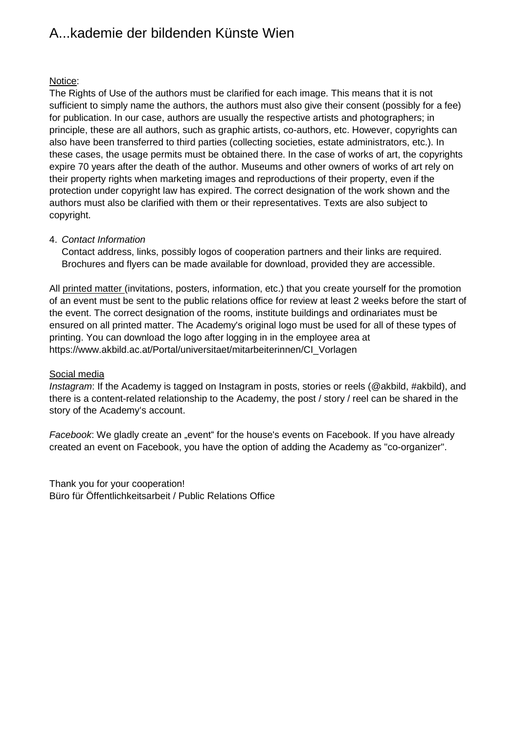Notice:
The Rights of Use of the authors must be clarified for each image. This means that it is not sufficient to simply name the authors, the authors must also give their consent (possibly for a fee) for publication. In our case, authors are usually the respective artists and photographers; in principle, these are all authors, such as graphic artists, co-authors, etc. However, copyrights can also have been transferred to third parties (collecting societies, estate administrators, etc.). In these cases, the usage permits must be obtained there. In the case of works of art, the copyrights expire 70 years after the death of the author. Museums and other owners of works of art rely on their property rights when marketing images and reproductions of their property, even if the protection under copyright law has expired. The correct designation of the work shown and the authors must also be clarified with them or their representatives. Texts are also subject to copyright.

4. *Contact Information*
   Contact address, links, possibly logos of cooperation partners and their links are required. Brochures and flyers can be made available for download, provided they are accessible.

All printed matter (invitations, posters, information, etc.) that you create yourself for the promotion of an event must be sent to the public relations office for review at least 2 weeks before the start of the event. The correct designation of the rooms, institute buildings and ordinariates must be ensured on all printed matter. The Academy's original logo must be used for all of these types of printing. You can download the logo after logging in in the employee area at https://www.akbild.ac.at/Portal/universitaet/mitarbeiterinnen/CI_Vorlagen

Social media
*Instagram*: If the Academy is tagged on Instagram in posts, stories or reels (@akbild, #akbild), and there is a content-related relationship to the Academy, the post / story / reel can be shared in the story of the Academy's account.

*Facebook*: We gladly create an „event" for the house's events on Facebook. If you have already created an event on Facebook, you have the option of adding the Academy as "co-organizer".

Thank you for your cooperation!
Büro für Öffentlichkeitsarbeit / Public Relations Office